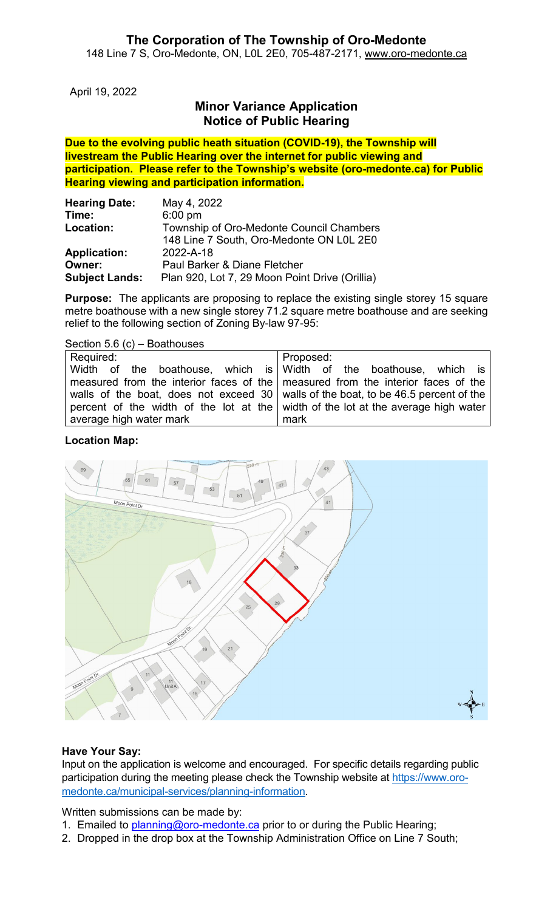# The Corporation of The Township of Oro-Medonte

148 Line 7 S, Oro-Medonte, ON, L0L 2E0, 705-487-2171, www.oro-medonte.ca

April 19, 2022

## Minor Variance Application
## Notice of Public Hearing

**Due to the evolving public heath situation (COVID-19), the Township will livestream the Public Hearing over the internet for public viewing and participation. Please refer to the Township's website (oro-medonte.ca) for Public Hearing viewing and participation information.**

| | |
|---|---|
| **Hearing Date:** | May 4, 2022 |
| **Time:** | 6:00 pm |
| **Location:** | Township of Oro-Medonte Council Chambers<br>148 Line 7 South, Oro-Medonte ON L0L 2E0 |
| **Application:** | 2022-A-18 |
| **Owner:** | Paul Barker & Diane Fletcher |
| **Subject Lands:** | Plan 920, Lot 7, 29 Moon Point Drive (Orillia) |

**Purpose:** The applicants are proposing to replace the existing single storey 15 square metre boathouse with a new single storey 71.2 square metre boathouse and are seeking relief to the following section of Zoning By-law 97-95:

Section 5.6 (c) – Boathouses

| Required: | Proposed: |
|---|---|
| Width of the boathouse, which is measured from the interior faces of the walls of the boat, does not exceed 30 percent of the width of the lot at the average high water mark | Width of the boathouse, which is measured from the interior faces of the walls of the boat, to be 46.5 percent of the width of the lot at the average high water mark |

**Location Map:**

**Have Your Say:**
Input on the application is welcome and encouraged. For specific details regarding public participation during the meeting please check the Township website at https://www.oro-medonte.ca/municipal-services/planning-information.

Written submissions can be made by:

1. Emailed to planning@oro-medonte.ca prior to or during the Public Hearing;
2. Dropped in the drop box at the Township Administration Office on Line 7 South;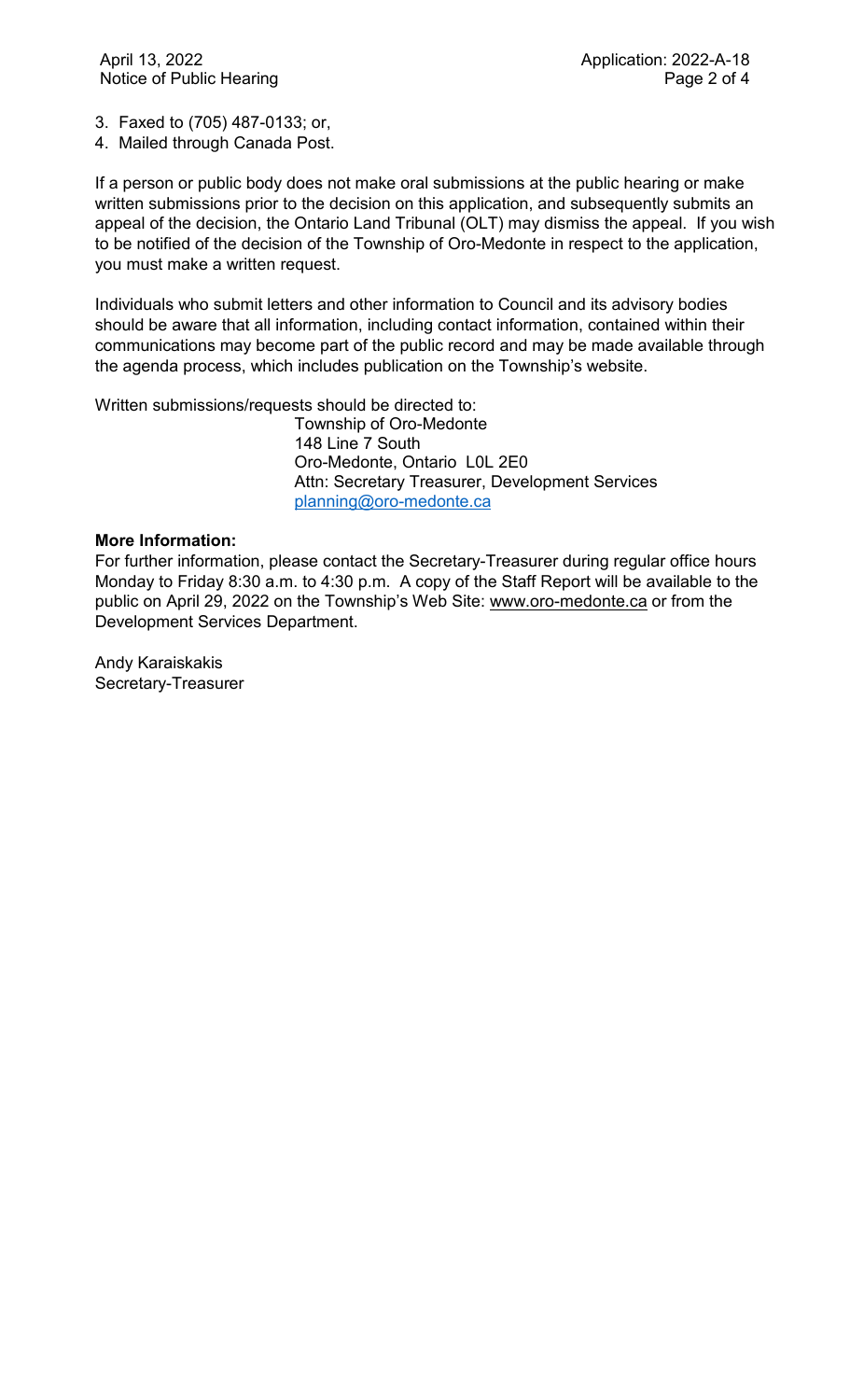3. Faxed to (705) 487-0133; or,
4. Mailed through Canada Post.

If a person or public body does not make oral submissions at the public hearing or make written submissions prior to the decision on this application, and subsequently submits an appeal of the decision, the Ontario Land Tribunal (OLT) may dismiss the appeal. If you wish to be notified of the decision of the Township of Oro-Medonte in respect to the application, you must make a written request.

Individuals who submit letters and other information to Council and its advisory bodies should be aware that all information, including contact information, contained within their communications may become part of the public record and may be made available through the agenda process, which includes publication on the Township's website.

Written submissions/requests should be directed to:

Township of Oro-Medonte
148 Line 7 South
Oro-Medonte, Ontario L0L 2E0
Attn: Secretary Treasurer, Development Services
planning@oro-medonte.ca

**More Information:**

For further information, please contact the Secretary-Treasurer during regular office hours Monday to Friday 8:30 a.m. to 4:30 p.m. A copy of the Staff Report will be available to the public on April 29, 2022 on the Township's Web Site: www.oro-medonte.ca or from the Development Services Department.

Andy Karaiskakis
Secretary-Treasurer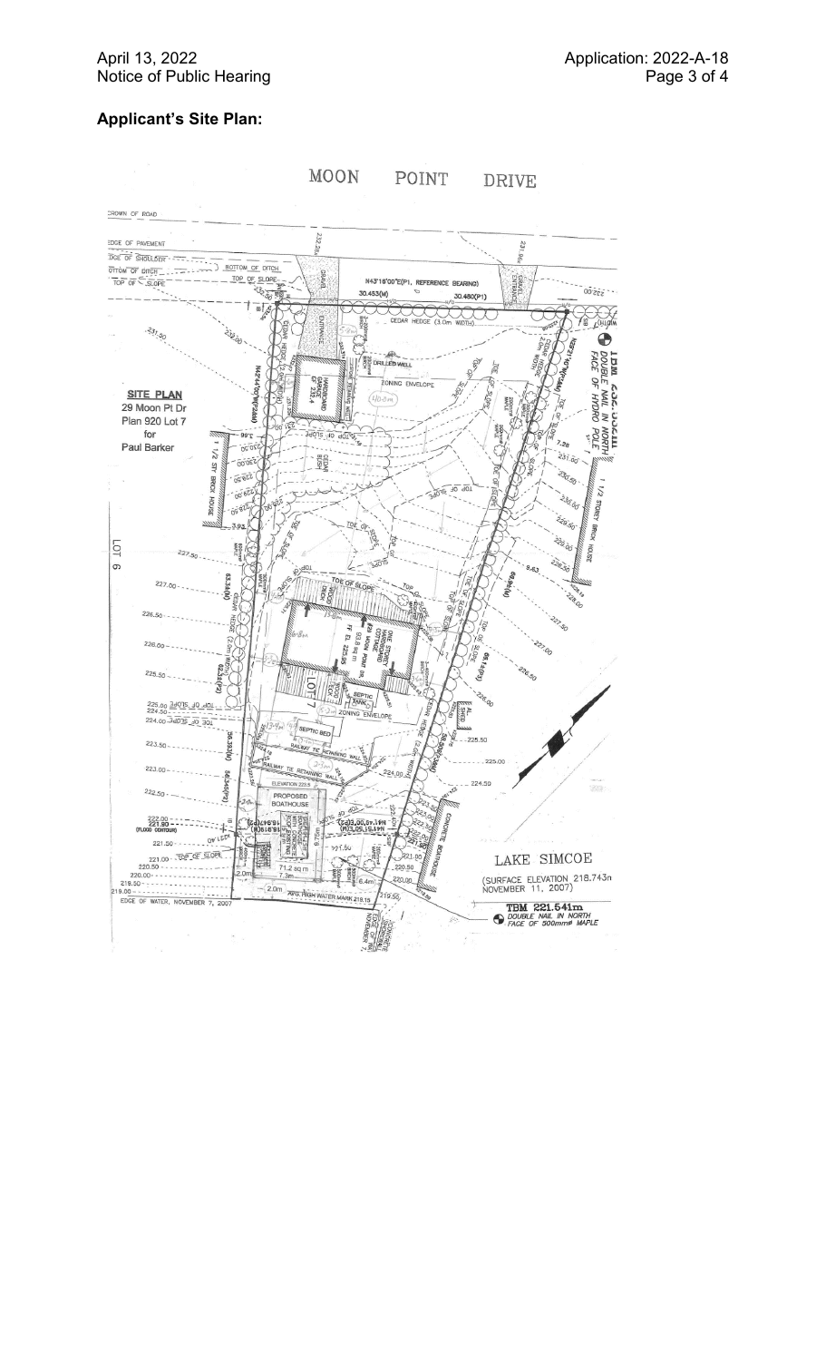## Applicant's Site Plan:

MOON POINT DRIVE

SITE PLAN
29 Moon Pt Dr
Plan 920 Lot 7
for
Paul Barker

LOT 6

LOT 7

PROPOSED BOATHOUSE

LAKE SIMCOE

(SURFACE ELEVATION 218.743m NOVEMBER 11, 2007)

TBM 221.541m
DOUBLE NAIL IN NORTH FACE OF 500mmø MAPLE

EDGE OF WATER, NOVEMBER 7, 2007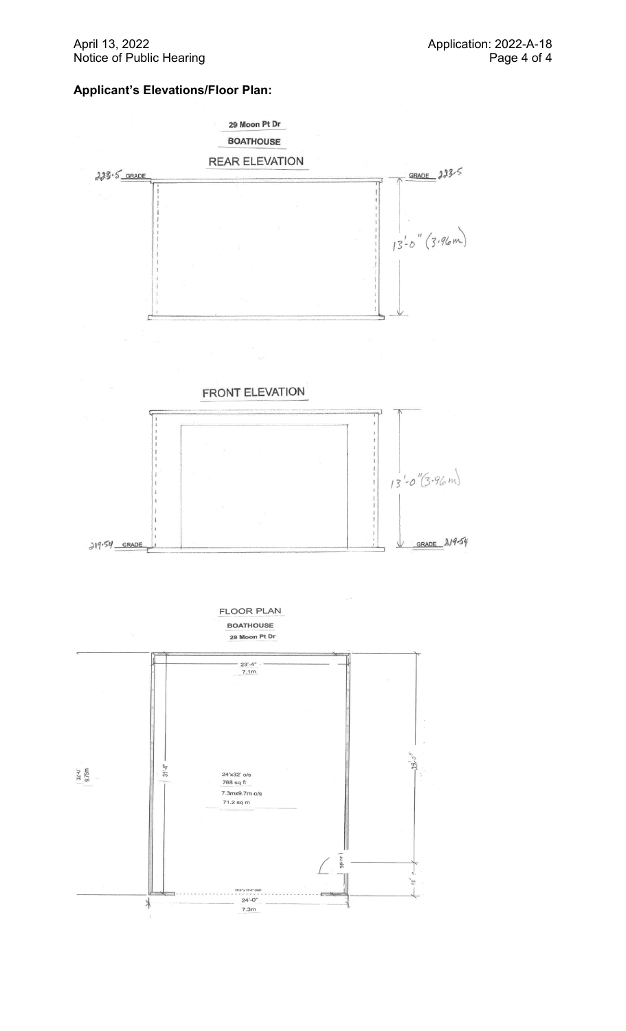**Applicant's Elevations/Floor Plan:**

29 Moon Pt Dr

BOATHOUSE

REAR ELEVATION

223.5 GRADE

GRADE 223.5

13'-0" (3.96m)

FRONT ELEVATION

13'-0" (3.96m)

219.54 GRADE

GRADE 219.54

FLOOR PLAN

BOATHOUSE

29 Moon Pt Dr

23'-4"
7.1m

32'-0"
9.75m

31'-4"

24'x32' o/s
768 sq ft
7.3mx9.7m o/s
71.2 sq m

28'-0"

24'-0"
7.3m